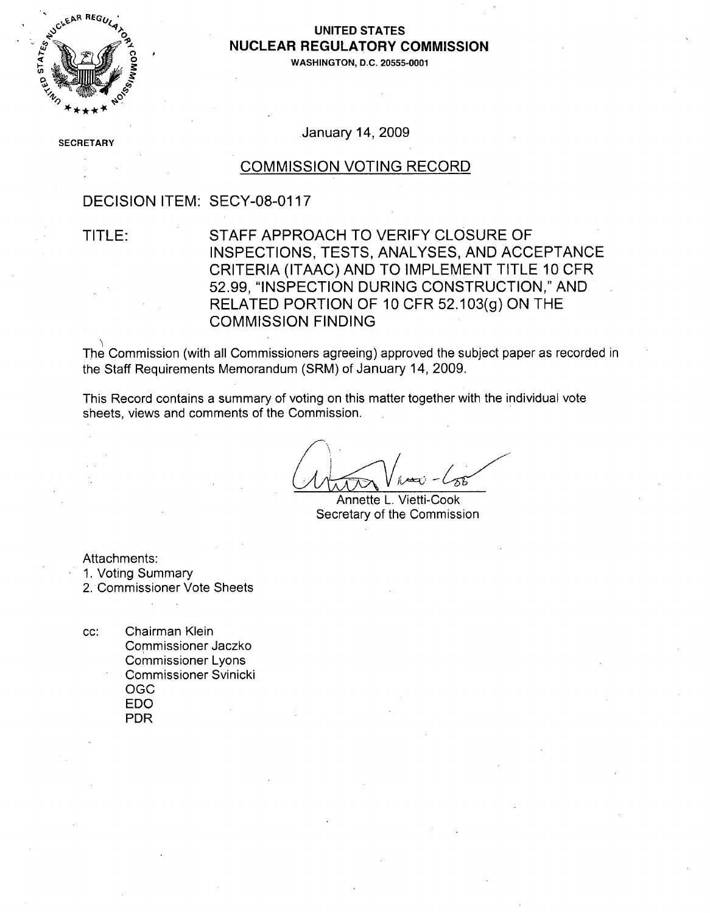UNITED STATES
**NUCLEAR REGULATORY COMMISSION**
WASHINGTON, D.C. 20555-0001

SECRETARY

January 14, 2009

## COMMISSION VOTING RECORD

DECISION ITEM: SECY-08-0117

TITLE: STAFF APPROACH TO VERIFY CLOSURE OF INSPECTIONS, TESTS, ANALYSES, AND ACCEPTANCE CRITERIA (ITAAC) AND TO IMPLEMENT TITLE 10 CFR 52.99, "INSPECTION DURING CONSTRUCTION," AND RELATED PORTION OF 10 CFR 52.103(g) ON THE COMMISSION FINDING

The Commission (with all Commissioners agreeing) approved the subject paper as recorded in the Staff Requirements Memorandum (SRM) of January 14, 2009.

This Record contains a summary of voting on this matter together with the individual vote sheets, views and comments of the Commission.

Annette L. Vietti-Cook
Secretary of the Commission

Attachments:
1. Voting Summary
2. Commissioner Vote Sheets

cc: Chairman Klein
Commissioner Jaczko
Commissioner Lyons
Commissioner Svinicki
OGC
EDO
PDR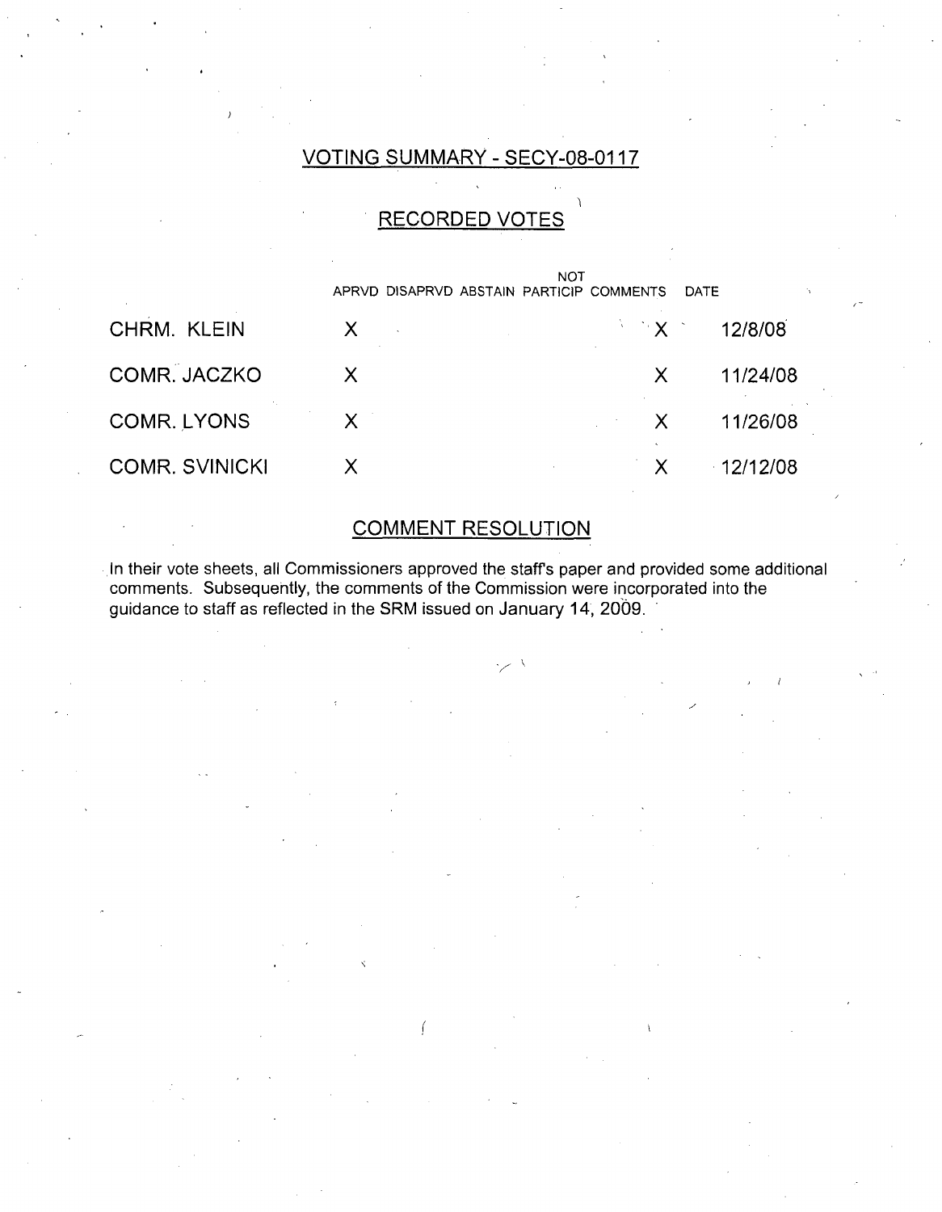## VOTING SUMMARY - SECY-08-0117

### RECORDED VOTES

| | APRVD | DISAPRVD | ABSTAIN | NOT PARTICIP | COMMENTS | DATE |
|---|---|---|---|---|---|---|
| CHRM. KLEIN | X | | | | X | 12/8/08 |
| COMR. JACZKO | X | | | | X | 11/24/08 |
| COMR. LYONS | X | | | | X | 11/26/08 |
| COMR. SVINICKI | X | | | | X | 12/12/08 |

### COMMENT RESOLUTION

In their vote sheets, all Commissioners approved the staff's paper and provided some additional comments. Subsequently, the comments of the Commission were incorporated into the guidance to staff as reflected in the SRM issued on January 14, 2009.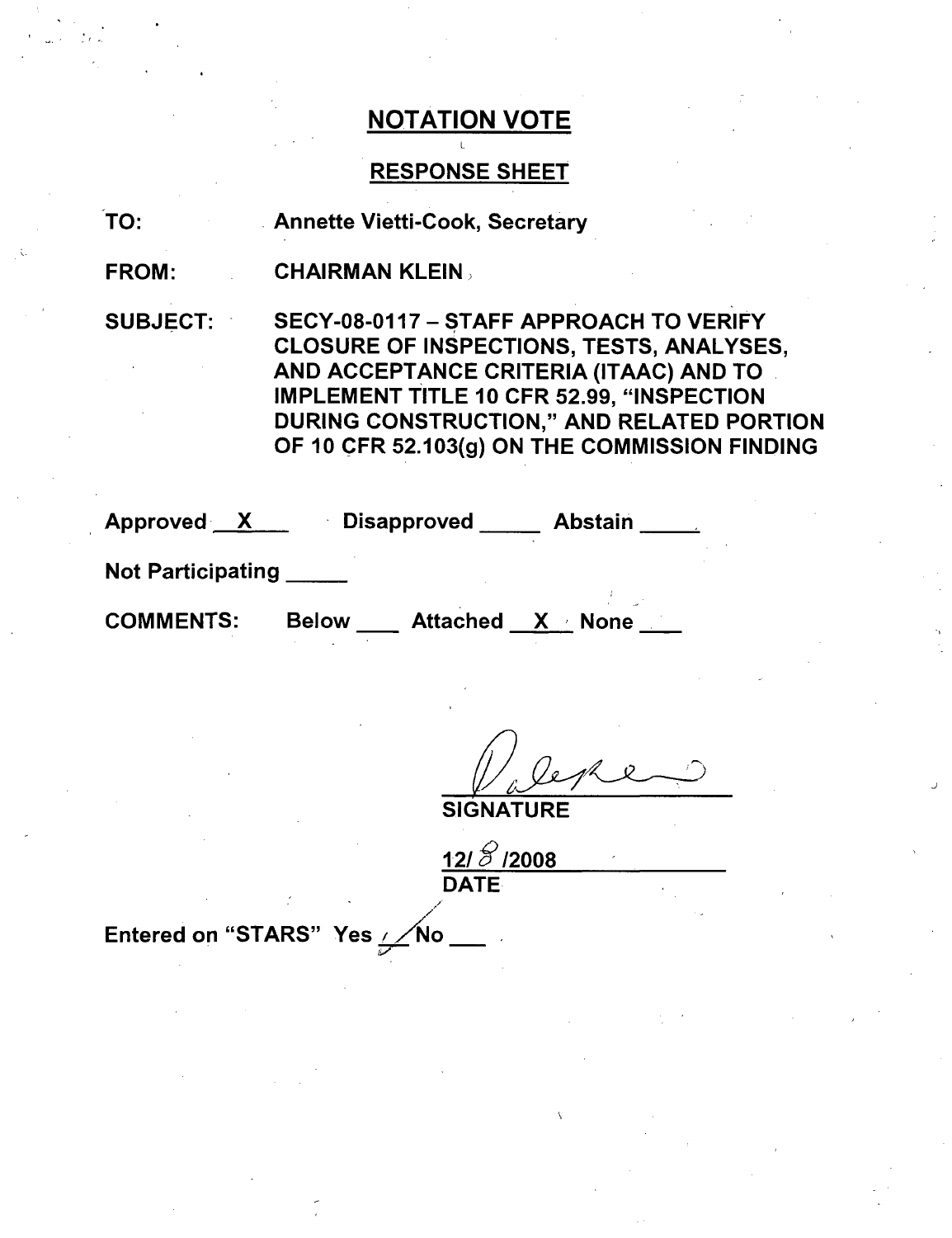## NOTATION VOTE

### RESPONSE SHEET

TO: Annette Vietti-Cook, Secretary

FROM: CHAIRMAN KLEIN

SUBJECT: SECY-08-0117 – STAFF APPROACH TO VERIFY CLOSURE OF INSPECTIONS, TESTS, ANALYSES, AND ACCEPTANCE CRITERIA (ITAAC) AND TO IMPLEMENT TITLE 10 CFR 52.99, "INSPECTION DURING CONSTRUCTION," AND RELATED PORTION OF 10 CFR 52.103(g) ON THE COMMISSION FINDING

Approved X Disapproved ____ Abstain ____

Not Participating ____

COMMENTS: Below ____ Attached X None ____

SIGNATURE

12/8/2008

DATE

Entered on "STARS" Yes ✓ No ____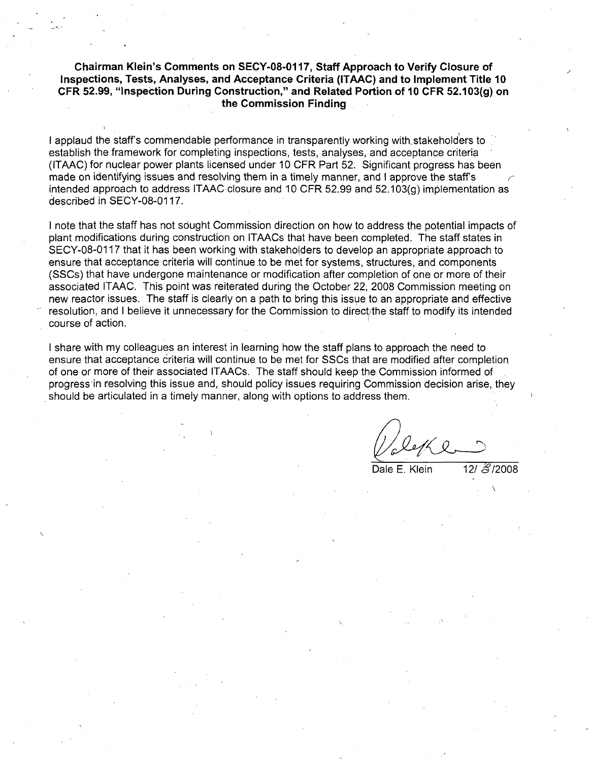**Chairman Klein's Comments on SECY-08-0117, Staff Approach to Verify Closure of Inspections, Tests, Analyses, and Acceptance Criteria (ITAAC) and to Implement Title 10 CFR 52.99, "Inspection During Construction," and Related Portion of 10 CFR 52.103(g) on the Commission Finding**

I applaud the staff's commendable performance in transparently working with stakeholders to establish the framework for completing inspections, tests, analyses, and acceptance criteria (ITAAC) for nuclear power plants licensed under 10 CFR Part 52. Significant progress has been made on identifying issues and resolving them in a timely manner, and I approve the staff's intended approach to address ITAAC closure and 10 CFR 52.99 and 52.103(g) implementation as described in SECY-08-0117.

I note that the staff has not sought Commission direction on how to address the potential impacts of plant modifications during construction on ITAACs that have been completed. The staff states in SECY-08-0117 that it has been working with stakeholders to develop an appropriate approach to ensure that acceptance criteria will continue to be met for systems, structures, and components (SSCs) that have undergone maintenance or modification after completion of one or more of their associated ITAAC. This point was reiterated during the October 22, 2008 Commission meeting on new reactor issues. The staff is clearly on a path to bring this issue to an appropriate and effective resolution, and I believe it unnecessary for the Commission to direct the staff to modify its intended course of action.

I share with my colleagues an interest in learning how the staff plans to approach the need to ensure that acceptance criteria will continue to be met for SSCs that are modified after completion of one or more of their associated ITAACs. The staff should keep the Commission informed of progress in resolving this issue and, should policy issues requiring Commission decision arise, they should be articulated in a timely manner, along with options to address them.

Dale E. Klein 12/ 8/2008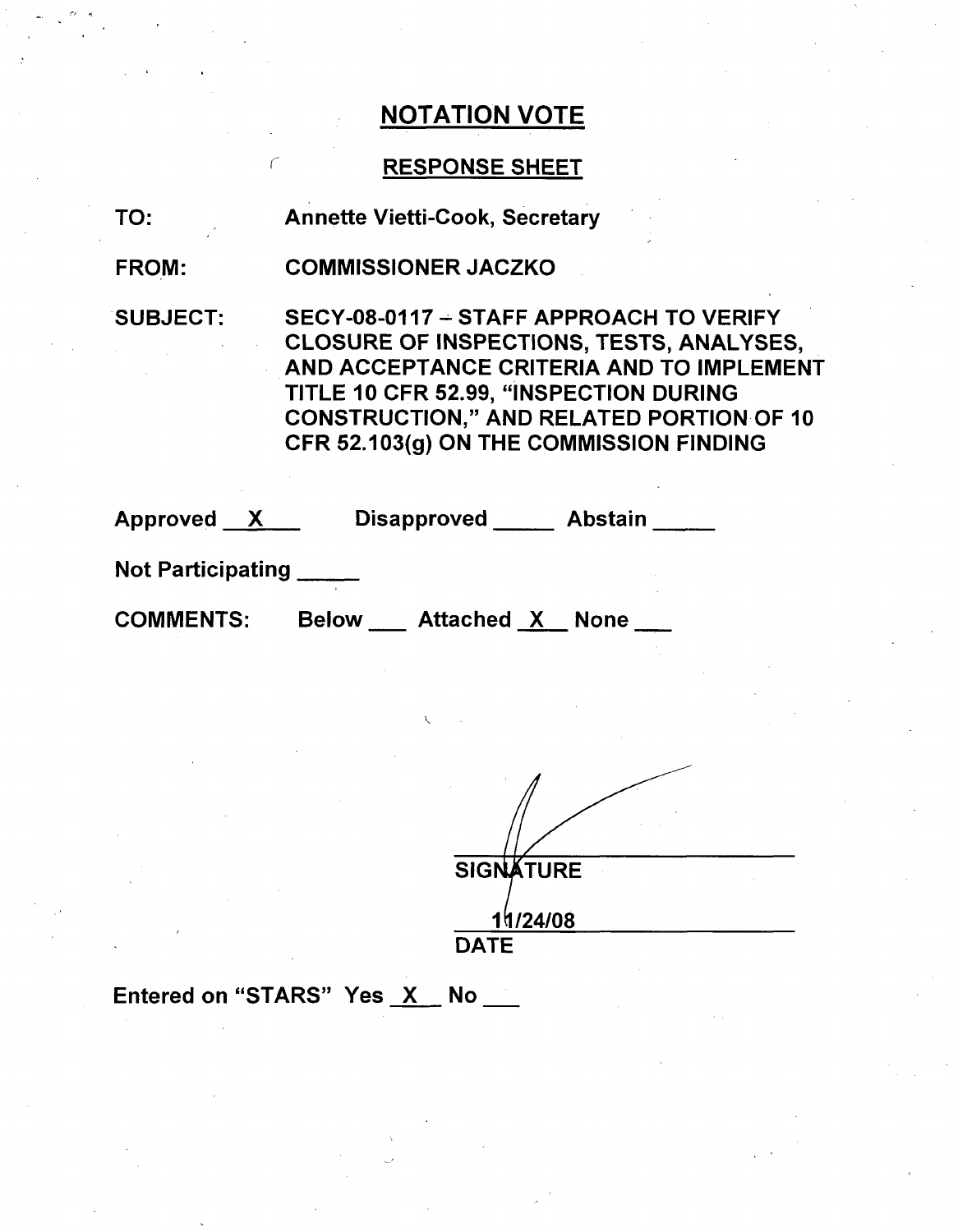# NOTATION VOTE

## RESPONSE SHEET

TO: Annette Vietti-Cook, Secretary

FROM: COMMISSIONER JACZKO

SUBJECT: SECY-08-0117 – STAFF APPROACH TO VERIFY CLOSURE OF INSPECTIONS, TESTS, ANALYSES, AND ACCEPTANCE CRITERIA AND TO IMPLEMENT TITLE 10 CFR 52.99, "INSPECTION DURING CONSTRUCTION," AND RELATED PORTION OF 10 CFR 52.103(g) ON THE COMMISSION FINDING

Approved X Disapproved \_\_\_\_\_ Abstain \_\_\_\_\_

Not Participating \_\_\_\_\_

COMMENTS: Below \_\_\_ Attached X None \_\_\_

SIGNATURE

11/24/08

DATE

Entered on "STARS" Yes X No \_\_\_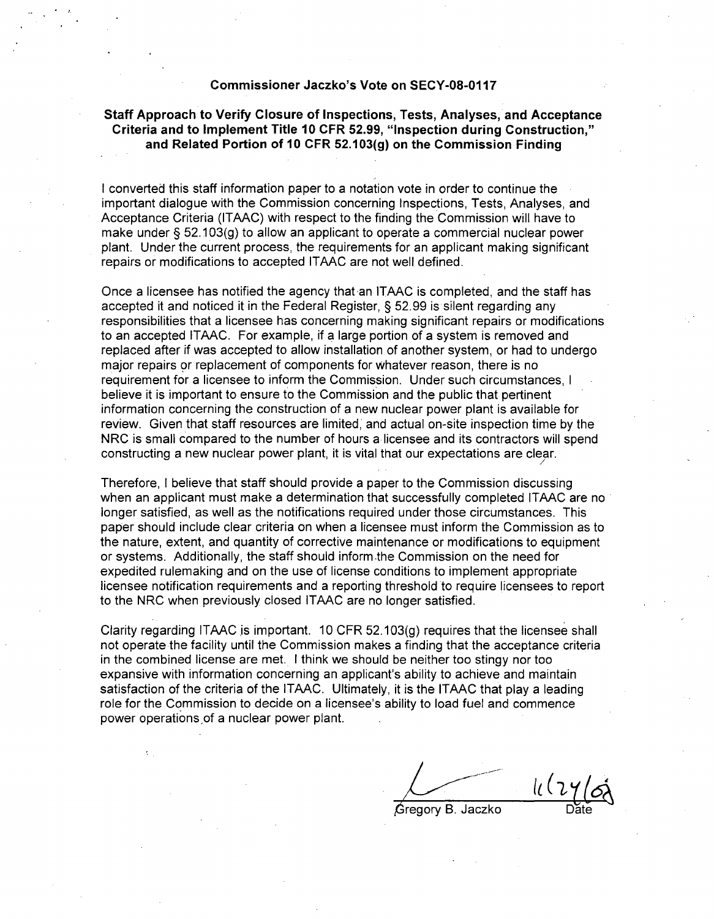**Commissioner Jaczko's Vote on SECY-08-0117**

**Staff Approach to Verify Closure of Inspections, Tests, Analyses, and Acceptance Criteria and to Implement Title 10 CFR 52.99, "Inspection during Construction," and Related Portion of 10 CFR 52.103(g) on the Commission Finding**

I converted this staff information paper to a notation vote in order to continue the important dialogue with the Commission concerning Inspections, Tests, Analyses, and Acceptance Criteria (ITAAC) with respect to the finding the Commission will have to make under § 52.103(g) to allow an applicant to operate a commercial nuclear power plant. Under the current process, the requirements for an applicant making significant repairs or modifications to accepted ITAAC are not well defined.

Once a licensee has notified the agency that an ITAAC is completed, and the staff has accepted it and noticed it in the Federal Register, § 52.99 is silent regarding any responsibilities that a licensee has concerning making significant repairs or modifications to an accepted ITAAC. For example, if a large portion of a system is removed and replaced after if was accepted to allow installation of another system, or had to undergo major repairs or replacement of components for whatever reason, there is no requirement for a licensee to inform the Commission. Under such circumstances, I believe it is important to ensure to the Commission and the public that pertinent information concerning the construction of a new nuclear power plant is available for review. Given that staff resources are limited, and actual on-site inspection time by the NRC is small compared to the number of hours a licensee and its contractors will spend constructing a new nuclear power plant, it is vital that our expectations are clear.

Therefore, I believe that staff should provide a paper to the Commission discussing when an applicant must make a determination that successfully completed ITAAC are no longer satisfied, as well as the notifications required under those circumstances. This paper should include clear criteria on when a licensee must inform the Commission as to the nature, extent, and quantity of corrective maintenance or modifications to equipment or systems. Additionally, the staff should inform the Commission on the need for expedited rulemaking and on the use of license conditions to implement appropriate licensee notification requirements and a reporting threshold to require licensees to report to the NRC when previously closed ITAAC are no longer satisfied.

Clarity regarding ITAAC is important. 10 CFR 52.103(g) requires that the licensee shall not operate the facility until the Commission makes a finding that the acceptance criteria in the combined license are met. I think we should be neither too stingy nor too expansive with information concerning an applicant's ability to achieve and maintain satisfaction of the criteria of the ITAAC. Ultimately, it is the ITAAC that play a leading role for the Commission to decide on a licensee's ability to load fuel and commence power operations of a nuclear power plant.

Gregory B. Jaczko — 11/24/08

Date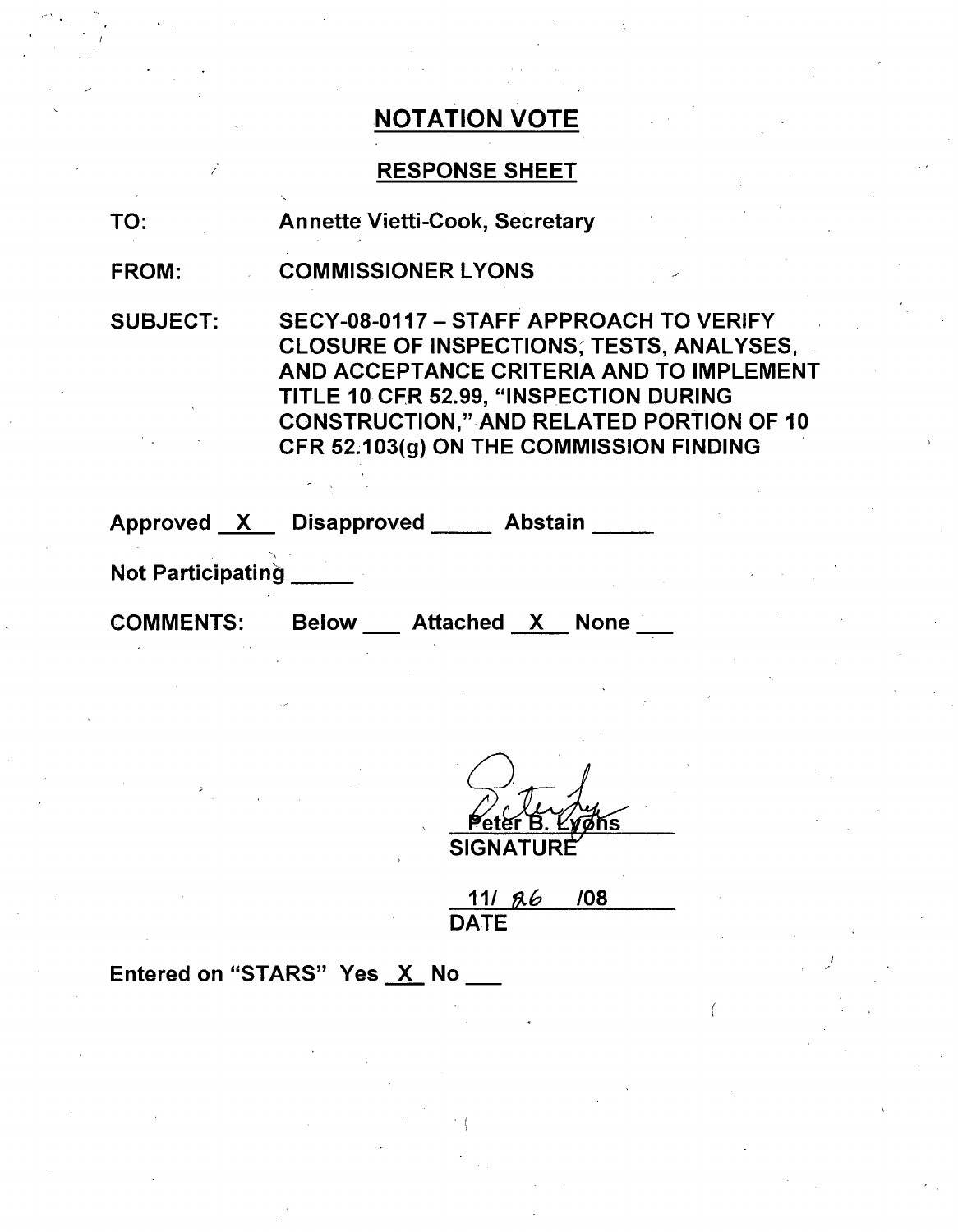# NOTATION VOTE

## RESPONSE SHEET

TO: Annette Vietti-Cook, Secretary

FROM: COMMISSIONER LYONS

SUBJECT: SECY-08-0117 – STAFF APPROACH TO VERIFY CLOSURE OF INSPECTIONS, TESTS, ANALYSES, AND ACCEPTANCE CRITERIA AND TO IMPLEMENT TITLE 10 CFR 52.99, "INSPECTION DURING CONSTRUCTION," AND RELATED PORTION OF 10 CFR 52.103(g) ON THE COMMISSION FINDING

Approved \_X\_ Disapproved \_\_\_\_ Abstain \_\_\_\_

Not Participating \_\_\_\_

COMMENTS: Below \_\_\_ Attached \_X\_ None \_\_\_

Peter B. Lyons
SIGNATURE

11/ 26 /08
DATE

Entered on "STARS" Yes \_X\_ No \_\_\_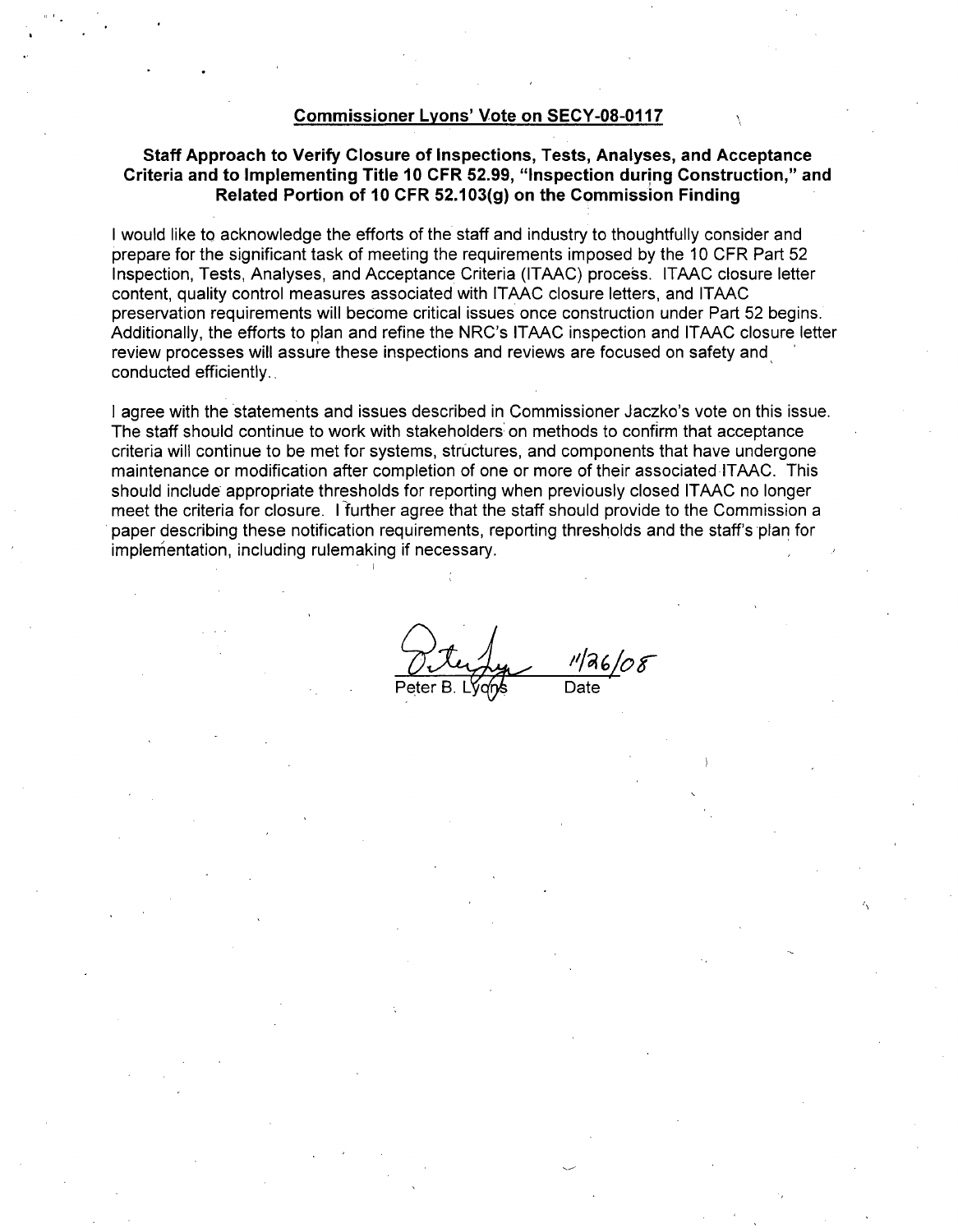**Commissioner Lyons' Vote on SECY-08-0117**

**Staff Approach to Verify Closure of Inspections, Tests, Analyses, and Acceptance Criteria and to Implementing Title 10 CFR 52.99, "Inspection during Construction," and Related Portion of 10 CFR 52.103(g) on the Commission Finding**

I would like to acknowledge the efforts of the staff and industry to thoughtfully consider and prepare for the significant task of meeting the requirements imposed by the 10 CFR Part 52 Inspection, Tests, Analyses, and Acceptance Criteria (ITAAC) process. ITAAC closure letter content, quality control measures associated with ITAAC closure letters, and ITAAC preservation requirements will become critical issues once construction under Part 52 begins. Additionally, the efforts to plan and refine the NRC's ITAAC inspection and ITAAC closure letter review processes will assure these inspections and reviews are focused on safety and conducted efficiently.

I agree with the statements and issues described in Commissioner Jaczko's vote on this issue. The staff should continue to work with stakeholders on methods to confirm that acceptance criteria will continue to be met for systems, structures, and components that have undergone maintenance or modification after completion of one or more of their associated ITAAC. This should include appropriate thresholds for reporting when previously closed ITAAC no longer meet the criteria for closure. I further agree that the staff should provide to the Commission a paper describing these notification requirements, reporting thresholds and the staff's plan for implementation, including rulemaking if necessary.

Peter B. Lyons — 11/26/08
Date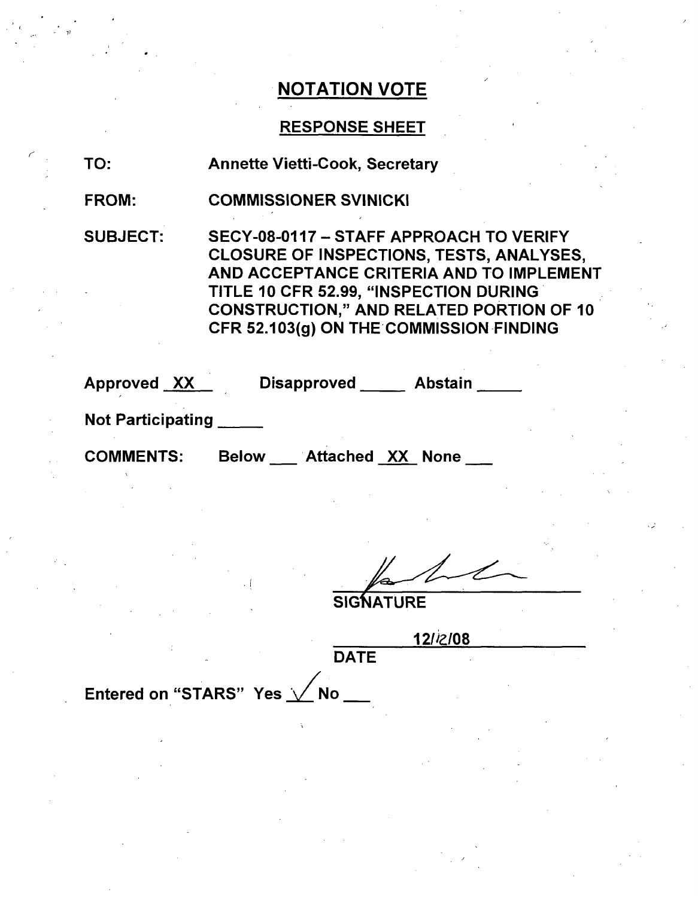## NOTATION VOTE

### RESPONSE SHEET

TO: Annette Vietti-Cook, Secretary

FROM: COMMISSIONER SVINICKI

SUBJECT: SECY-08-0117 – STAFF APPROACH TO VERIFY CLOSURE OF INSPECTIONS, TESTS, ANALYSES, AND ACCEPTANCE CRITERIA AND TO IMPLEMENT TITLE 10 CFR 52.99, "INSPECTION DURING CONSTRUCTION," AND RELATED PORTION OF 10 CFR 52.103(g) ON THE COMMISSION FINDING

Approved XX Disapproved ___ Abstain ___

Not Participating ___

COMMENTS: Below ___ Attached XX None ___

SIGNATURE

12/12/08

DATE

Entered on "STARS" Yes ✓ No ___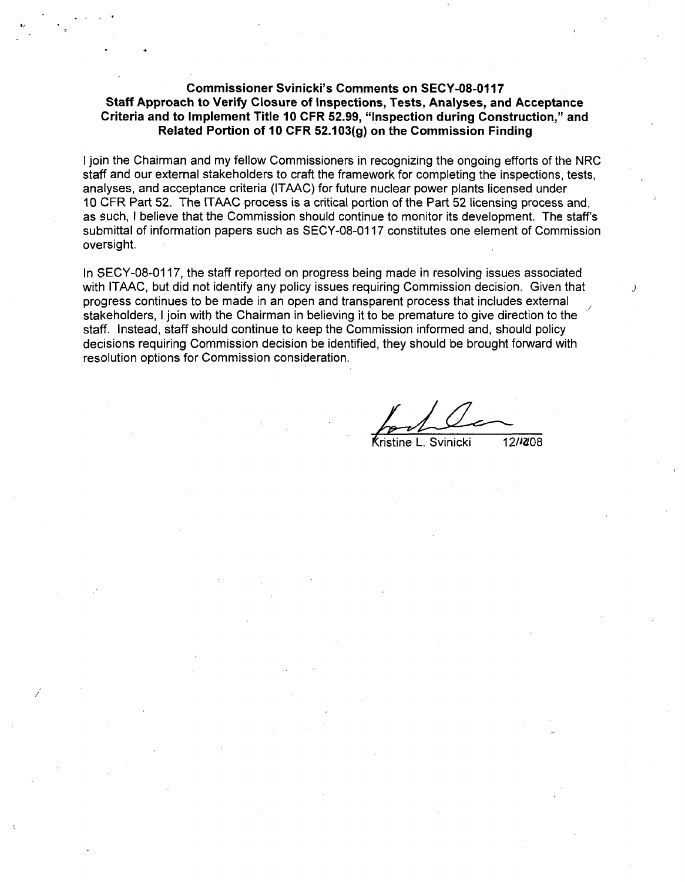**Commissioner Svinicki's Comments on SECY-08-0117**
**Staff Approach to Verify Closure of Inspections, Tests, Analyses, and Acceptance Criteria and to Implement Title 10 CFR 52.99, "Inspection during Construction," and Related Portion of 10 CFR 52.103(g) on the Commission Finding**

I join the Chairman and my fellow Commissioners in recognizing the ongoing efforts of the NRC staff and our external stakeholders to craft the framework for completing the inspections, tests, analyses, and acceptance criteria (ITAAC) for future nuclear power plants licensed under 10 CFR Part 52. The ITAAC process is a critical portion of the Part 52 licensing process and, as such, I believe that the Commission should continue to monitor its development. The staff's submittal of information papers such as SECY-08-0117 constitutes one element of Commission oversight.

In SECY-08-0117, the staff reported on progress being made in resolving issues associated with ITAAC, but did not identify any policy issues requiring Commission decision. Given that progress continues to be made in an open and transparent process that includes external stakeholders, I join with the Chairman in believing it to be premature to give direction to the staff. Instead, staff should continue to keep the Commission informed and, should policy decisions requiring Commission decision be identified, they should be brought forward with resolution options for Commission consideration.

Kristine L. Svinicki 12/12/08